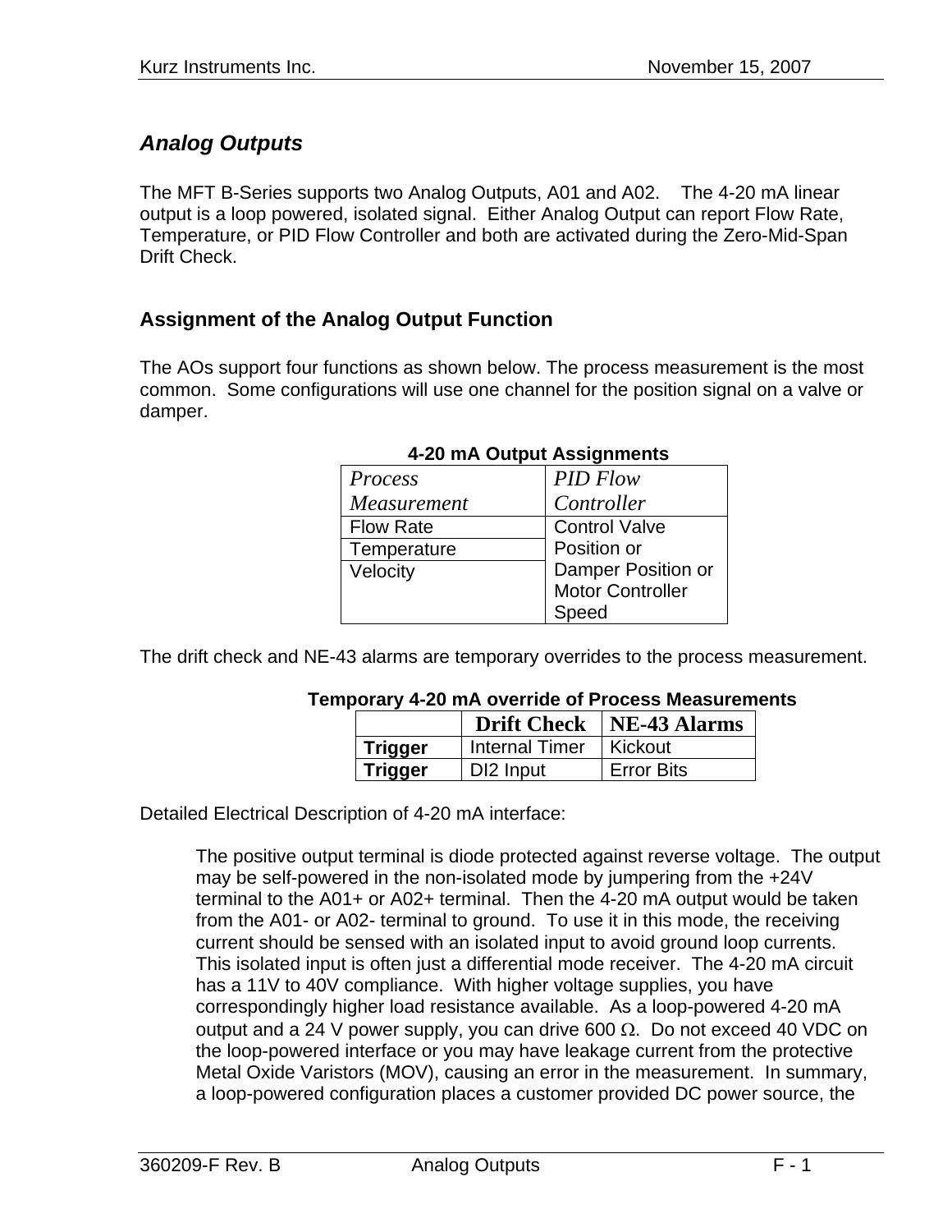## *Analog Outputs*

The MFT B-Series supports two Analog Outputs, A01 and A02. The 4-20 mA linear output is a loop powered, isolated signal. Either Analog Output can report Flow Rate, Temperature, or PID Flow Controller and both are activated during the Zero-Mid-Span Drift Check.

### Assignment of the Analog Output Function

The AOs support four functions as shown below. The process measurement is the most common. Some configurations will use one channel for the position signal on a valve or damper.

**4-20 mA Output Assignments**

| *Process Measurement* | *PID Flow Controller* |
|---|---|
| Flow Rate | Control Valve Position or Damper Position or Motor Controller Speed |
| Temperature | |
| Velocity | |

The drift check and NE-43 alarms are temporary overrides to the process measurement.

**Temporary 4-20 mA override of Process Measurements**

| | **Drift Check** | **NE-43 Alarms** |
|---|---|---|
| **Trigger** | Internal Timer | Kickout |
| **Trigger** | DI2 Input | Error Bits |

Detailed Electrical Description of 4-20 mA interface:

The positive output terminal is diode protected against reverse voltage. The output may be self-powered in the non-isolated mode by jumpering from the +24V terminal to the A01+ or A02+ terminal. Then the 4-20 mA output would be taken from the A01- or A02- terminal to ground. To use it in this mode, the receiving current should be sensed with an isolated input to avoid ground loop currents. This isolated input is often just a differential mode receiver. The 4-20 mA circuit has a 11V to 40V compliance. With higher voltage supplies, you have correspondingly higher load resistance available. As a loop-powered 4-20 mA output and a 24 V power supply, you can drive 600 Ω. Do not exceed 40 VDC on the loop-powered interface or you may have leakage current from the protective Metal Oxide Varistors (MOV), causing an error in the measurement. In summary, a loop-powered configuration places a customer provided DC power source, the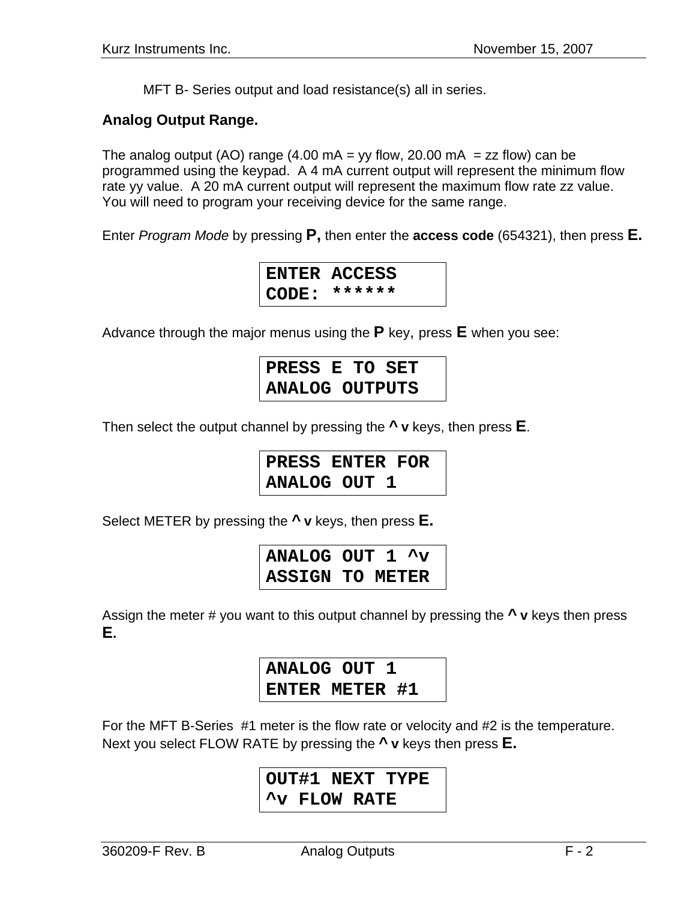MFT B- Series output and load resistance(s) all in series.

**Analog Output Range.**

The analog output (AO) range (4.00 mA = yy flow, 20.00 mA = zz flow) can be programmed using the keypad. A 4 mA current output will represent the minimum flow rate yy value. A 20 mA current output will represent the maximum flow rate zz value. You will need to program your receiving device for the same range.

Enter *Program Mode* by pressing **P,** then enter the **access code** (654321), then press **E.**

```
ENTER ACCESS
CODE: ******
```

Advance through the major menus using the **P** key, press **E** when you see:

```
PRESS E TO SET
ANALOG OUTPUTS
```

Then select the output channel by pressing the **^ v** keys, then press **E**.

```
PRESS ENTER FOR
ANALOG OUT 1
```

Select METER by pressing the **^ v** keys, then press **E.**

```
ANALOG OUT 1 ^v
ASSIGN TO METER
```

Assign the meter # you want to this output channel by pressing the **^ v** keys then press **E**.

```
ANALOG OUT 1
ENTER METER #1
```

For the MFT B-Series #1 meter is the flow rate or velocity and #2 is the temperature. Next you select FLOW RATE by pressing the **^ v** keys then press **E.**

```
OUT#1 NEXT TYPE
^v FLOW RATE
```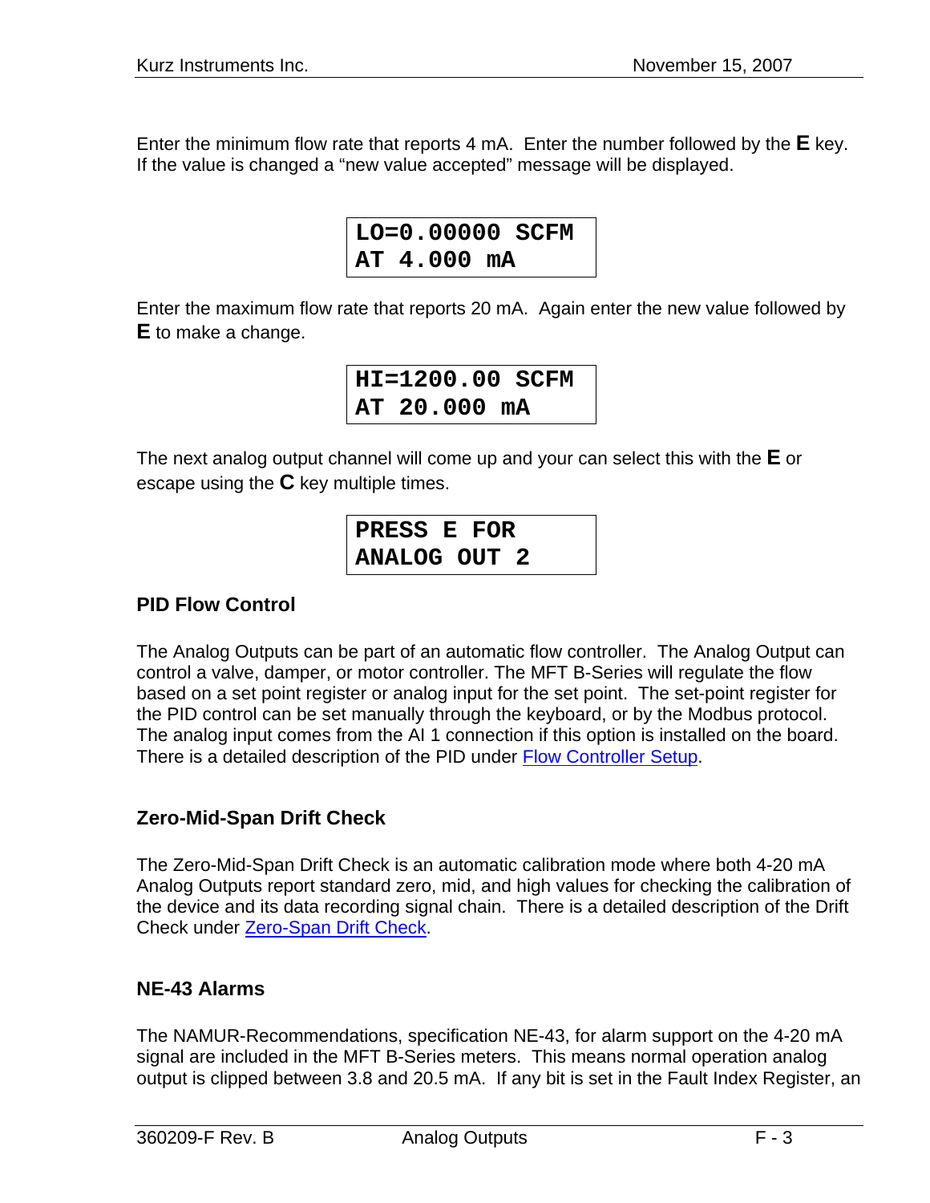Enter the minimum flow rate that reports 4 mA. Enter the number followed by the **E** key. If the value is changed a “new value accepted” message will be displayed.

```
LO=0.00000 SCFM
AT 4.000 mA
```

Enter the maximum flow rate that reports 20 mA. Again enter the new value followed by **E** to make a change.

```
HI=1200.00 SCFM
AT 20.000 mA
```

The next analog output channel will come up and your can select this with the **E** or escape using the **C** key multiple times.

```
PRESS E FOR
ANALOG OUT 2
```

### PID Flow Control

The Analog Outputs can be part of an automatic flow controller. The Analog Output can control a valve, damper, or motor controller. The MFT B-Series will regulate the flow based on a set point register or analog input for the set point. The set-point register for the PID control can be set manually through the keyboard, or by the Modbus protocol. The analog input comes from the AI 1 connection if this option is installed on the board. There is a detailed description of the PID under Flow Controller Setup.

### Zero-Mid-Span Drift Check

The Zero-Mid-Span Drift Check is an automatic calibration mode where both 4-20 mA Analog Outputs report standard zero, mid, and high values for checking the calibration of the device and its data recording signal chain. There is a detailed description of the Drift Check under Zero-Span Drift Check.

### NE-43 Alarms

The NAMUR-Recommendations, specification NE-43, for alarm support on the 4-20 mA signal are included in the MFT B-Series meters. This means normal operation analog output is clipped between 3.8 and 20.5 mA. If any bit is set in the Fault Index Register, an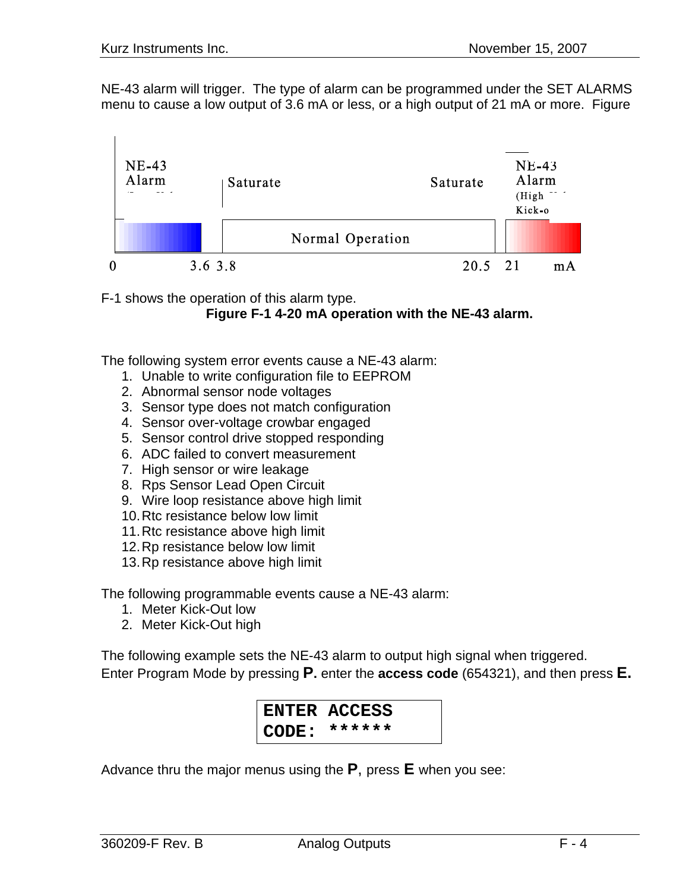NE-43 alarm will trigger. The type of alarm can be programmed under the SET ALARMS menu to cause a low output of 3.6 mA or less, or a high output of 21 mA or more. Figure

| NE-43 Alarm | Saturate | Normal Operation | Saturate | NE-43 Alarm (High Kick-o |
|---|---|---|---|---|
| 0 – 3.6 | 3.6 – 3.8 | 3.8 – 20.5 | 20.5 – 21 | 21 mA |

F-1 shows the operation of this alarm type.

**Figure F-1 4-20 mA operation with the NE-43 alarm.**

The following system error events cause a NE-43 alarm:

1. Unable to write configuration file to EEPROM
2. Abnormal sensor node voltages
3. Sensor type does not match configuration
4. Sensor over-voltage crowbar engaged
5. Sensor control drive stopped responding
6. ADC failed to convert measurement
7. High sensor or wire leakage
8. Rps Sensor Lead Open Circuit
9. Wire loop resistance above high limit
10. Rtc resistance below low limit
11. Rtc resistance above high limit
12. Rp resistance below low limit
13. Rp resistance above high limit

The following programmable events cause a NE-43 alarm:

1. Meter Kick-Out low
2. Meter Kick-Out high

The following example sets the NE-43 alarm to output high signal when triggered.
Enter Program Mode by pressing **P.** enter the **access code** (654321), and then press **E.**

```
ENTER ACCESS
CODE: ******
```

Advance thru the major menus using the **P**, press **E** when you see: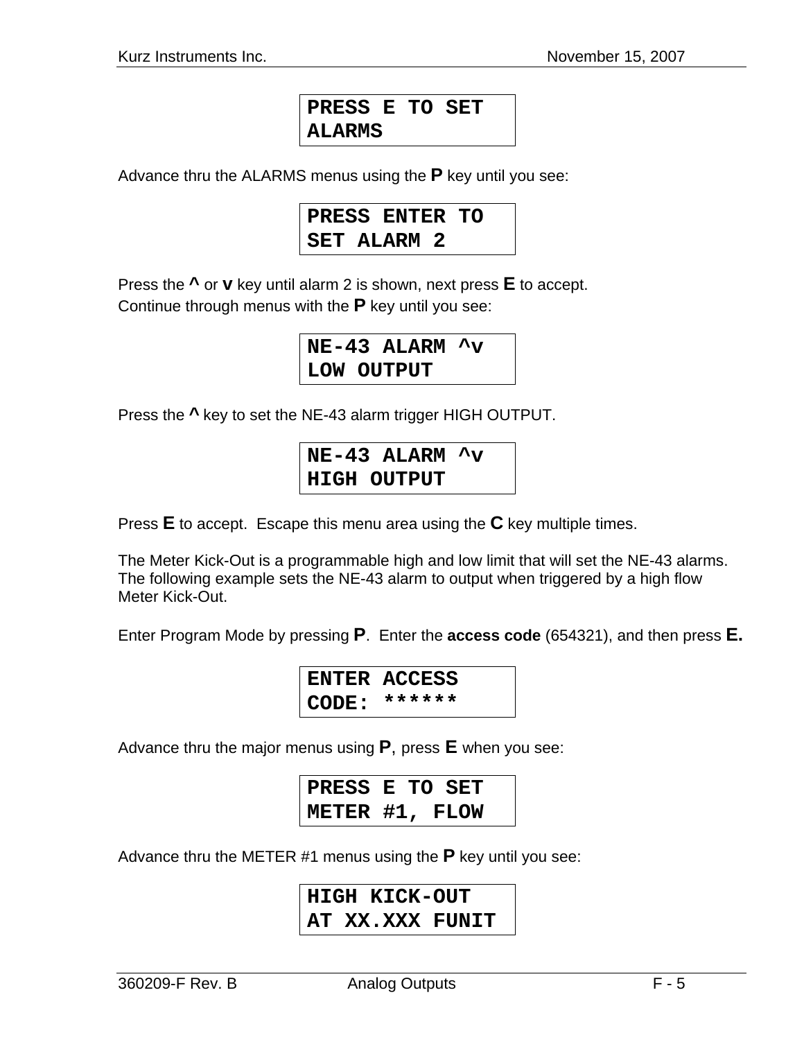```
PRESS E TO SET
ALARMS
```

Advance thru the ALARMS menus using the **P** key until you see:

```
PRESS ENTER TO
SET ALARM 2
```

Press the **^** or **v** key until alarm 2 is shown, next press **E** to accept.
Continue through menus with the **P** key until you see:

```
NE-43 ALARM ^v
LOW OUTPUT
```

Press the **^** key to set the NE-43 alarm trigger HIGH OUTPUT.

```
NE-43 ALARM ^v
HIGH OUTPUT
```

Press **E** to accept. Escape this menu area using the **C** key multiple times.

The Meter Kick-Out is a programmable high and low limit that will set the NE-43 alarms. The following example sets the NE-43 alarm to output when triggered by a high flow Meter Kick-Out.

Enter Program Mode by pressing **P**. Enter the **access code** (654321), and then press **E.**

```
ENTER ACCESS
CODE: ******
```

Advance thru the major menus using **P**, press **E** when you see:

```
PRESS E TO SET
METER #1, FLOW
```

Advance thru the METER #1 menus using the **P** key until you see:

```
HIGH KICK-OUT
AT XX.XXX FUNIT
```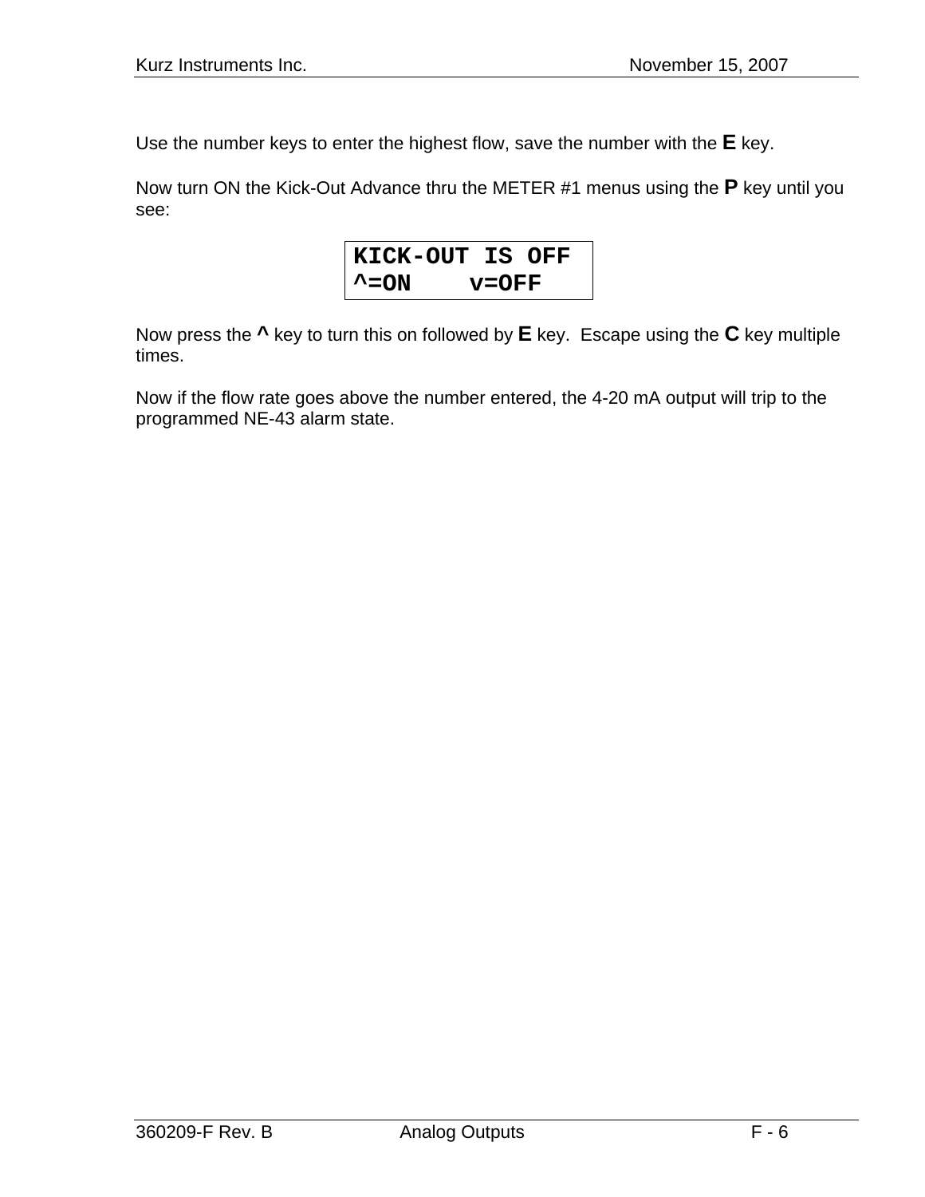Use the number keys to enter the highest flow, save the number with the **E** key.

Now turn ON the Kick-Out Advance thru the METER #1 menus using the **P** key until you see:

```
KICK-OUT IS OFF
^=ON    v=OFF
```

Now press the **^** key to turn this on followed by **E** key. Escape using the **C** key multiple times.

Now if the flow rate goes above the number entered, the 4-20 mA output will trip to the programmed NE-43 alarm state.